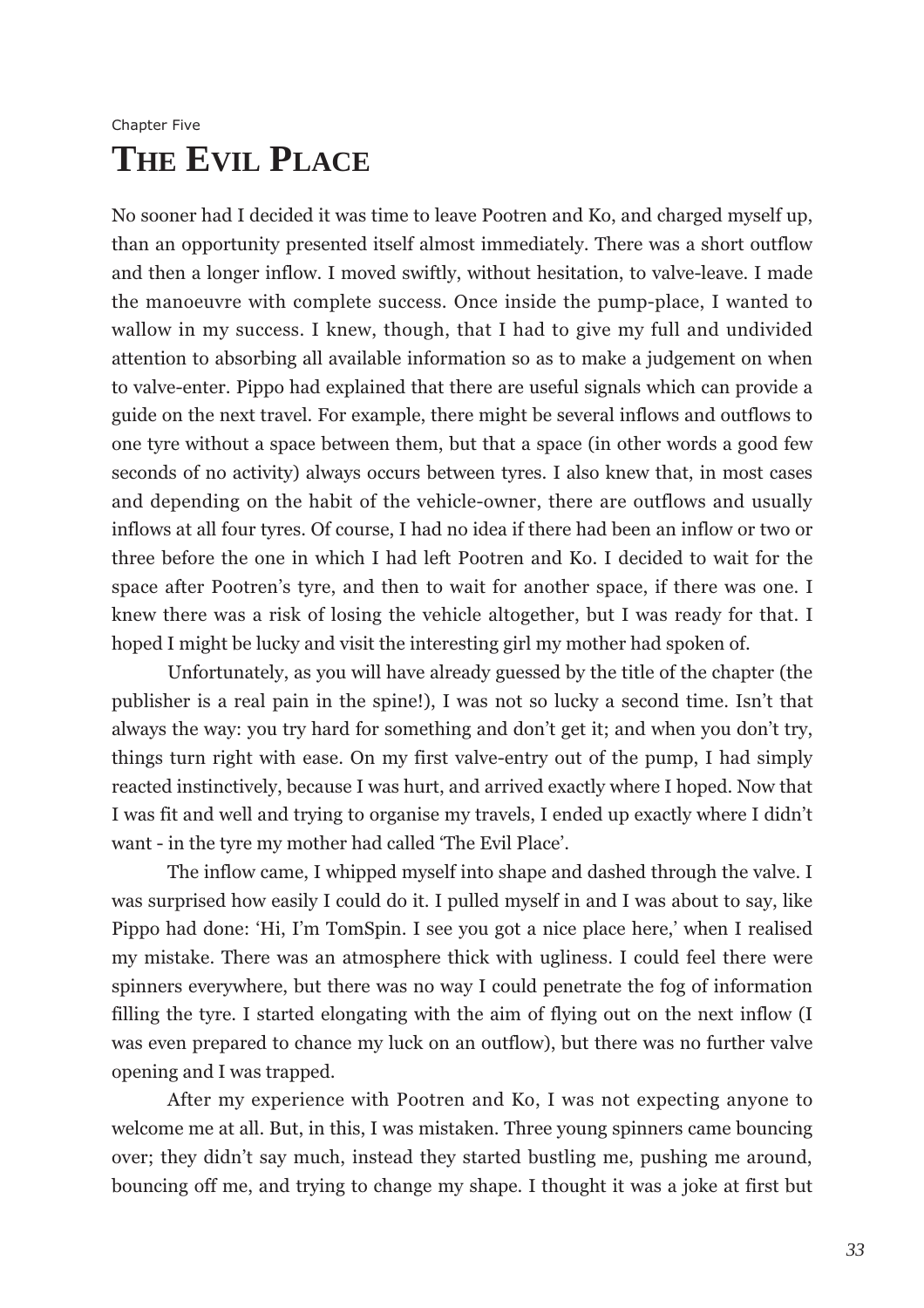Chapter Five

# THE EVIL PLACE

No sooner had I decided it was time to leave Pootren and Ko, and charged myself up, than an opportunity presented itself almost immediately. There was a short outflow and then a longer inflow. I moved swiftly, without hesitation, to valve-leave. I made the manoeuvre with complete success. Once inside the pump-place, I wanted to wallow in my success. I knew, though, that I had to give my full and undivided attention to absorbing all available information so as to make a judgement on when to valve-enter. Pippo had explained that there are useful signals which can provide a guide on the next travel. For example, there might be several inflows and outflows to one tyre without a space between them, but that a space (in other words a good few seconds of no activity) always occurs between tyres. I also knew that, in most cases and depending on the habit of the vehicle-owner, there are outflows and usually inflows at all four tyres. Of course, I had no idea if there had been an inflow or two or three before the one in which I had left Pootren and Ko. I decided to wait for the space after Pootren's tyre, and then to wait for another space, if there was one. I knew there was a risk of losing the vehicle altogether, but I was ready for that. I hoped I might be lucky and visit the interesting girl my mother had spoken of.

Unfortunately, as you will have already guessed by the title of the chapter (the publisher is a real pain in the spine!), I was not so lucky a second time. Isn't that always the way: you try hard for something and don't get it; and when you don't try, things turn right with ease. On my first valve-entry out of the pump, I had simply reacted instinctively, because I was hurt, and arrived exactly where I hoped. Now that I was fit and well and trying to organise my travels, I ended up exactly where I didn't want - in the tyre my mother had called 'The Evil Place'.

The inflow came, I whipped myself into shape and dashed through the valve. I was surprised how easily I could do it. I pulled myself in and I was about to say, like Pippo had done: 'Hi, I'm TomSpin. I see you got a nice place here,' when I realised my mistake. There was an atmosphere thick with ugliness. I could feel there were spinners everywhere, but there was no way I could penetrate the fog of information filling the tyre. I started elongating with the aim of flying out on the next inflow (I was even prepared to chance my luck on an outflow), but there was no further valve opening and I was trapped.

After my experience with Pootren and Ko, I was not expecting anyone to welcome me at all. But, in this, I was mistaken. Three young spinners came bouncing over; they didn't say much, instead they started bustling me, pushing me around, bouncing off me, and trying to change my shape. I thought it was a joke at first but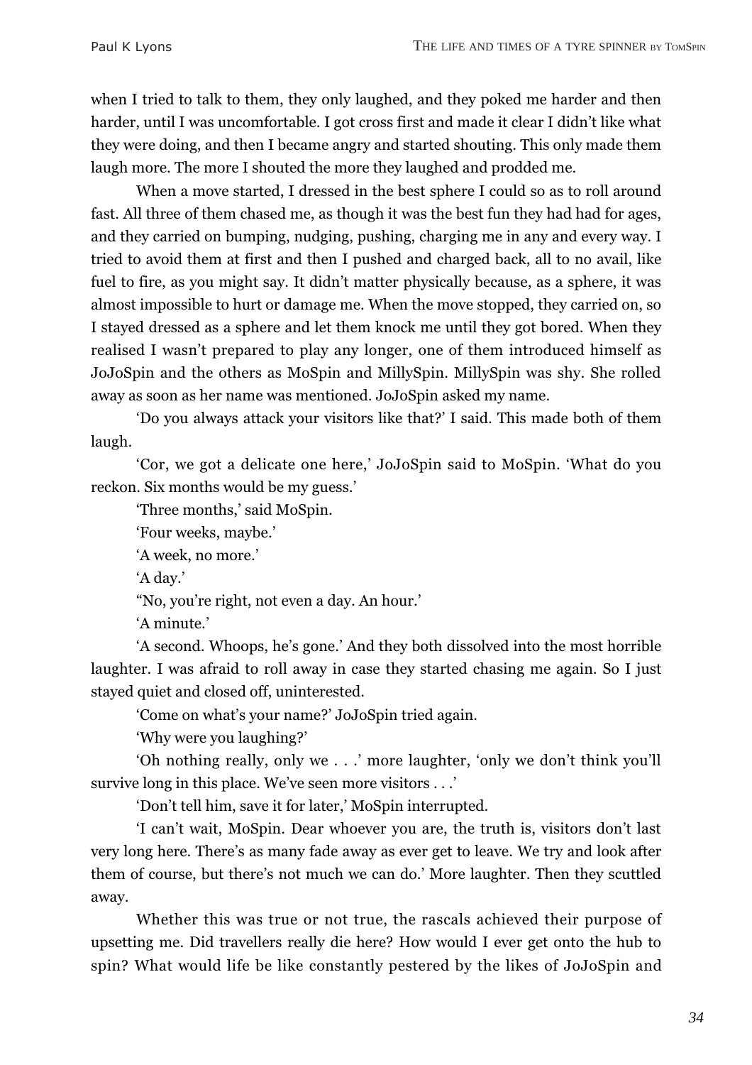when I tried to talk to them, they only laughed, and they poked me harder and then harder, until I was uncomfortable. I got cross first and made it clear I didn't like what they were doing, and then I became angry and started shouting. This only made them laugh more. The more I shouted the more they laughed and prodded me.

When a move started, I dressed in the best sphere I could so as to roll around fast. All three of them chased me, as though it was the best fun they had had for ages, and they carried on bumping, nudging, pushing, charging me in any and every way. I tried to avoid them at first and then I pushed and charged back, all to no avail, like fuel to fire, as you might say. It didn't matter physically because, as a sphere, it was almost impossible to hurt or damage me. When the move stopped, they carried on, so I stayed dressed as a sphere and let them knock me until they got bored. When they realised I wasn't prepared to play any longer, one of them introduced himself as JoJoSpin and the others as MoSpin and MillySpin. MillySpin was shy. She rolled away as soon as her name was mentioned. JoJoSpin asked my name.

'Do you always attack your visitors like that?' I said. This made both of them laugh.

'Cor, we got a delicate one here,' JoJoSpin said to MoSpin. 'What do you reckon. Six months would be my guess.'

'Three months,' said MoSpin.

'Four weeks, maybe.'

'A week, no more.'

'A day.'

"No, you're right, not even a day. An hour.'

'A minute.'

'A second. Whoops, he's gone.' And they both dissolved into the most horrible laughter. I was afraid to roll away in case they started chasing me again. So I just stayed quiet and closed off, uninterested.

'Come on what's your name?' JoJoSpin tried again.

'Why were you laughing?'

'Oh nothing really, only we . . .' more laughter, 'only we don't think you'll survive long in this place. We've seen more visitors . . .'

'Don't tell him, save it for later,' MoSpin interrupted.

'I can't wait, MoSpin. Dear whoever you are, the truth is, visitors don't last very long here. There's as many fade away as ever get to leave. We try and look after them of course, but there's not much we can do.' More laughter. Then they scuttled away.

Whether this was true or not true, the rascals achieved their purpose of upsetting me. Did travellers really die here? How would I ever get onto the hub to spin? What would life be like constantly pestered by the likes of JoJoSpin and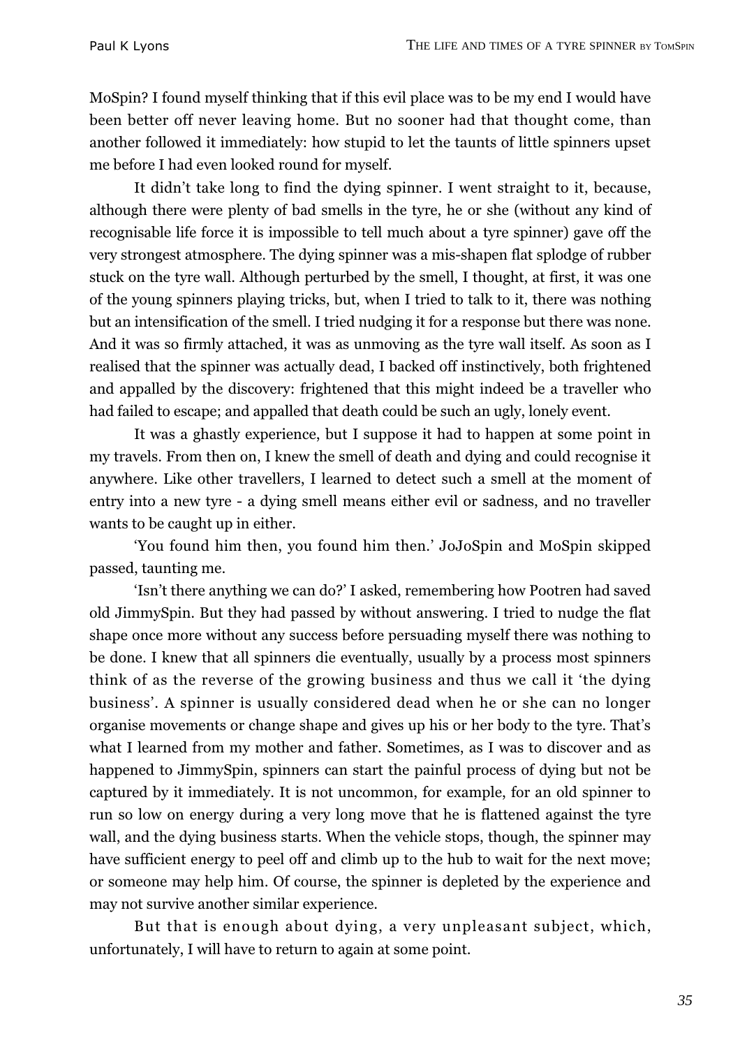MoSpin? I found myself thinking that if this evil place was to be my end I would have been better off never leaving home. But no sooner had that thought come, than another followed it immediately: how stupid to let the taunts of little spinners upset me before I had even looked round for myself.

It didn't take long to find the dying spinner. I went straight to it, because, although there were plenty of bad smells in the tyre, he or she (without any kind of recognisable life force it is impossible to tell much about a tyre spinner) gave off the very strongest atmosphere. The dying spinner was a mis-shapen flat splodge of rubber stuck on the tyre wall. Although perturbed by the smell, I thought, at first, it was one of the young spinners playing tricks, but, when I tried to talk to it, there was nothing but an intensification of the smell. I tried nudging it for a response but there was none. And it was so firmly attached, it was as unmoving as the tyre wall itself. As soon as I realised that the spinner was actually dead, I backed off instinctively, both frightened and appalled by the discovery: frightened that this might indeed be a traveller who had failed to escape; and appalled that death could be such an ugly, lonely event.

It was a ghastly experience, but I suppose it had to happen at some point in my travels. From then on, I knew the smell of death and dying and could recognise it anywhere. Like other travellers, I learned to detect such a smell at the moment of entry into a new tyre - a dying smell means either evil or sadness, and no traveller wants to be caught up in either.

'You found him then, you found him then.' JoJoSpin and MoSpin skipped passed, taunting me.

'Isn't there anything we can do?' I asked, remembering how Pootren had saved old JimmySpin. But they had passed by without answering. I tried to nudge the flat shape once more without any success before persuading myself there was nothing to be done. I knew that all spinners die eventually, usually by a process most spinners think of as the reverse of the growing business and thus we call it 'the dying business'. A spinner is usually considered dead when he or she can no longer organise movements or change shape and gives up his or her body to the tyre. That's what I learned from my mother and father. Sometimes, as I was to discover and as happened to JimmySpin, spinners can start the painful process of dying but not be captured by it immediately. It is not uncommon, for example, for an old spinner to run so low on energy during a very long move that he is flattened against the tyre wall, and the dying business starts. When the vehicle stops, though, the spinner may have sufficient energy to peel off and climb up to the hub to wait for the next move; or someone may help him. Of course, the spinner is depleted by the experience and may not survive another similar experience.

But that is enough about dying, a very unpleasant subject, which, unfortunately, I will have to return to again at some point.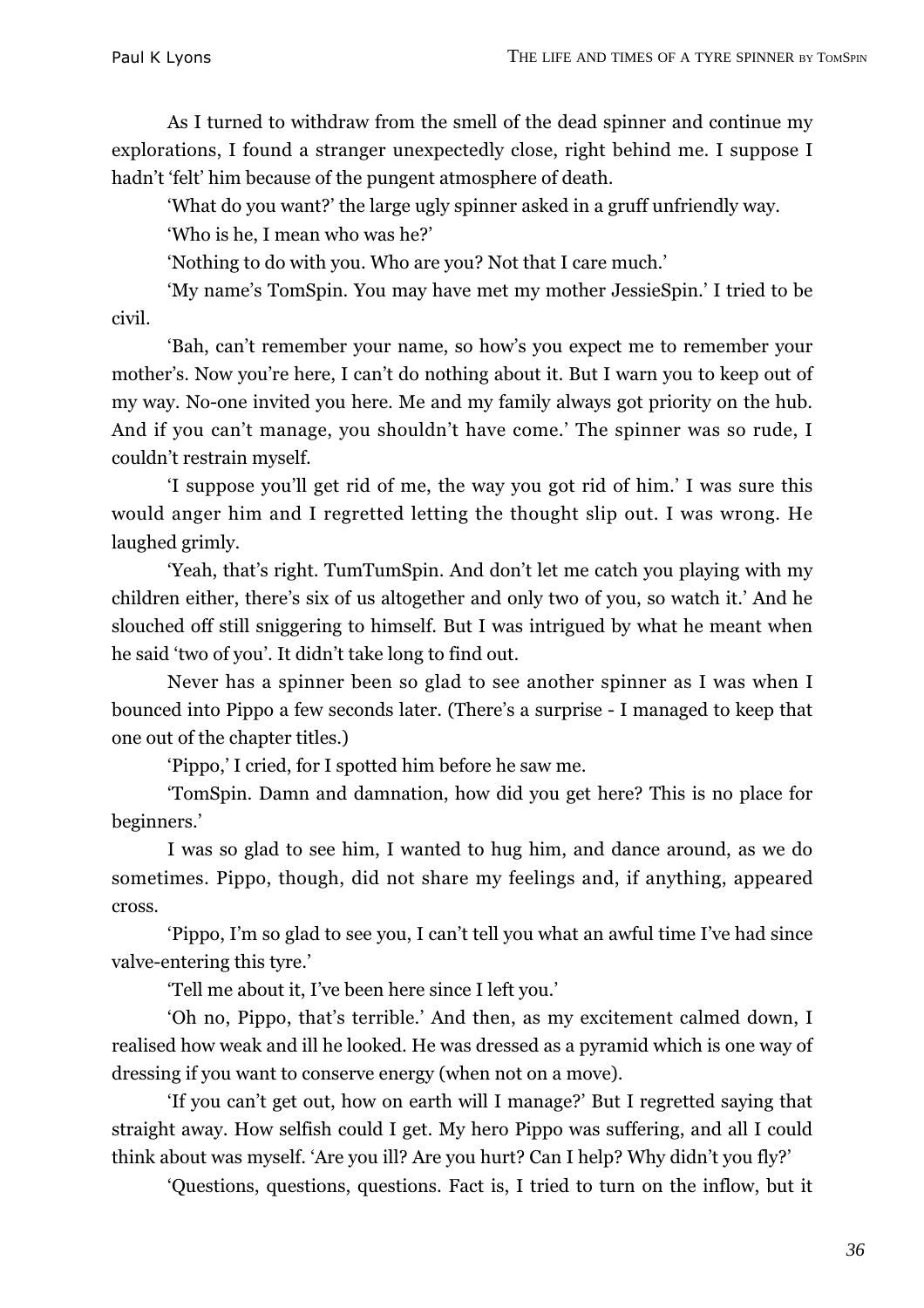As I turned to withdraw from the smell of the dead spinner and continue my explorations, I found a stranger unexpectedly close, right behind me. I suppose I hadn't 'felt' him because of the pungent atmosphere of death.

'What do you want?' the large ugly spinner asked in a gruff unfriendly way.

'Who is he, I mean who was he?'

'Nothing to do with you. Who are you? Not that I care much.'

'My name's TomSpin. You may have met my mother JessieSpin.' I tried to be civil.

'Bah, can't remember your name, so how's you expect me to remember your mother's. Now you're here, I can't do nothing about it. But I warn you to keep out of my way. No-one invited you here. Me and my family always got priority on the hub. And if you can't manage, you shouldn't have come.' The spinner was so rude, I couldn't restrain myself.

'I suppose you'll get rid of me, the way you got rid of him.' I was sure this would anger him and I regretted letting the thought slip out. I was wrong. He laughed grimly.

'Yeah, that's right. TumTumSpin. And don't let me catch you playing with my children either, there's six of us altogether and only two of you, so watch it.' And he slouched off still sniggering to himself. But I was intrigued by what he meant when he said 'two of you'. It didn't take long to find out.

Never has a spinner been so glad to see another spinner as I was when I bounced into Pippo a few seconds later. (There's a surprise - I managed to keep that one out of the chapter titles.)

'Pippo,' I cried, for I spotted him before he saw me.

'TomSpin. Damn and damnation, how did you get here? This is no place for beginners.'

I was so glad to see him, I wanted to hug him, and dance around, as we do sometimes. Pippo, though, did not share my feelings and, if anything, appeared cross.

'Pippo, I'm so glad to see you, I can't tell you what an awful time I've had since valve-entering this tyre.'

'Tell me about it, I've been here since I left you.'

'Oh no, Pippo, that's terrible.' And then, as my excitement calmed down, I realised how weak and ill he looked. He was dressed as a pyramid which is one way of dressing if you want to conserve energy (when not on a move).

'If you can't get out, how on earth will I manage?' But I regretted saying that straight away. How selfish could I get. My hero Pippo was suffering, and all I could think about was myself. 'Are you ill? Are you hurt? Can I help? Why didn't you fly?'

'Questions, questions, questions. Fact is, I tried to turn on the inflow, but it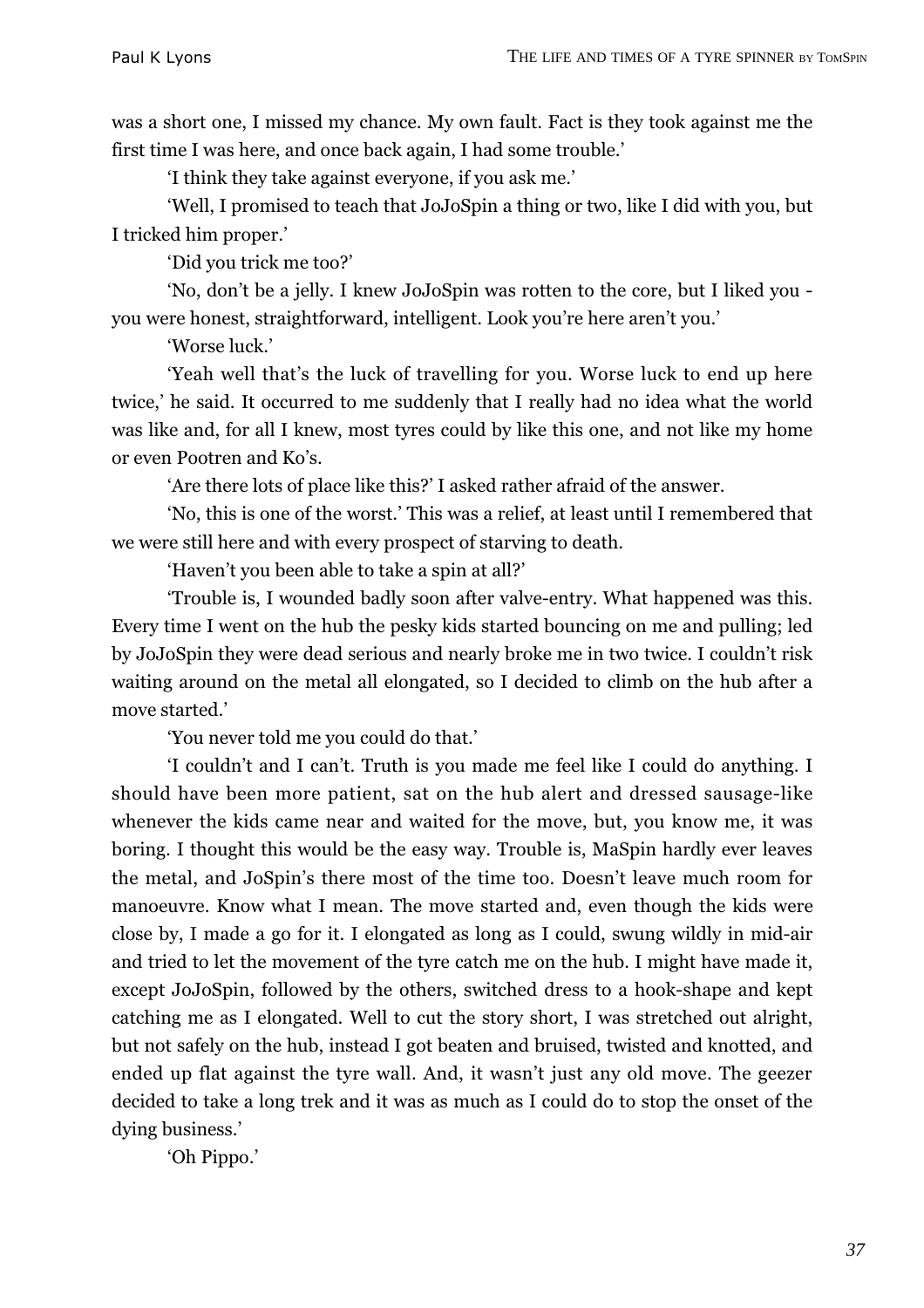was a short one, I missed my chance. My own fault. Fact is they took against me the first time I was here, and once back again, I had some trouble.'

'I think they take against everyone, if you ask me.'

'Well, I promised to teach that JoJoSpin a thing or two, like I did with you, but I tricked him proper.'

'Did you trick me too?'

'No, don't be a jelly. I knew JoJoSpin was rotten to the core, but I liked you - you were honest, straightforward, intelligent. Look you're here aren't you.'

'Worse luck.'

'Yeah well that's the luck of travelling for you. Worse luck to end up here twice,' he said. It occurred to me suddenly that I really had no idea what the world was like and, for all I knew, most tyres could by like this one, and not like my home or even Pootren and Ko's.

'Are there lots of place like this?' I asked rather afraid of the answer.

'No, this is one of the worst.' This was a relief, at least until I remembered that we were still here and with every prospect of starving to death.

'Haven't you been able to take a spin at all?'

'Trouble is, I wounded badly soon after valve-entry. What happened was this. Every time I went on the hub the pesky kids started bouncing on me and pulling; led by JoJoSpin they were dead serious and nearly broke me in two twice. I couldn't risk waiting around on the metal all elongated, so I decided to climb on the hub after a move started.'

'You never told me you could do that.'

'I couldn't and I can't. Truth is you made me feel like I could do anything. I should have been more patient, sat on the hub alert and dressed sausage-like whenever the kids came near and waited for the move, but, you know me, it was boring. I thought this would be the easy way. Trouble is, MaSpin hardly ever leaves the metal, and JoSpin's there most of the time too. Doesn't leave much room for manoeuvre. Know what I mean. The move started and, even though the kids were close by, I made a go for it. I elongated as long as I could, swung wildly in mid-air and tried to let the movement of the tyre catch me on the hub. I might have made it, except JoJoSpin, followed by the others, switched dress to a hook-shape and kept catching me as I elongated. Well to cut the story short, I was stretched out alright, but not safely on the hub, instead I got beaten and bruised, twisted and knotted, and ended up flat against the tyre wall. And, it wasn't just any old move. The geezer decided to take a long trek and it was as much as I could do to stop the onset of the dying business.'

'Oh Pippo.'